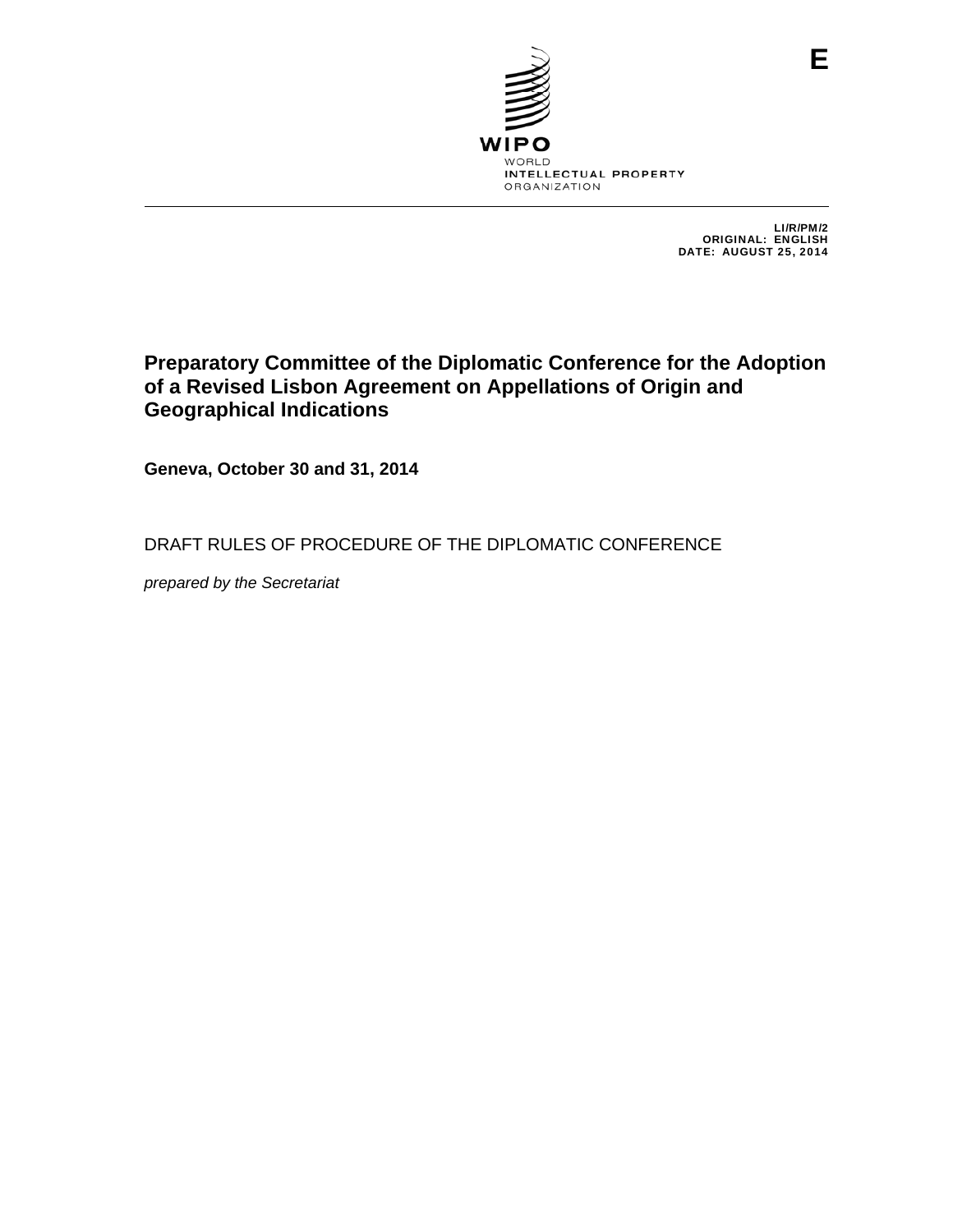E

WIPO
WORLD
INTELLECTUAL PROPERTY
ORGANIZATION

LI/R/PM/2
ORIGINAL: ENGLISH
DATE: AUGUST 25, 2014

# Preparatory Committee of the Diplomatic Conference for the Adoption of a Revised Lisbon Agreement on Appellations of Origin and Geographical Indications

**Geneva, October 30 and 31, 2014**

DRAFT RULES OF PROCEDURE OF THE DIPLOMATIC CONFERENCE

*prepared by the Secretariat*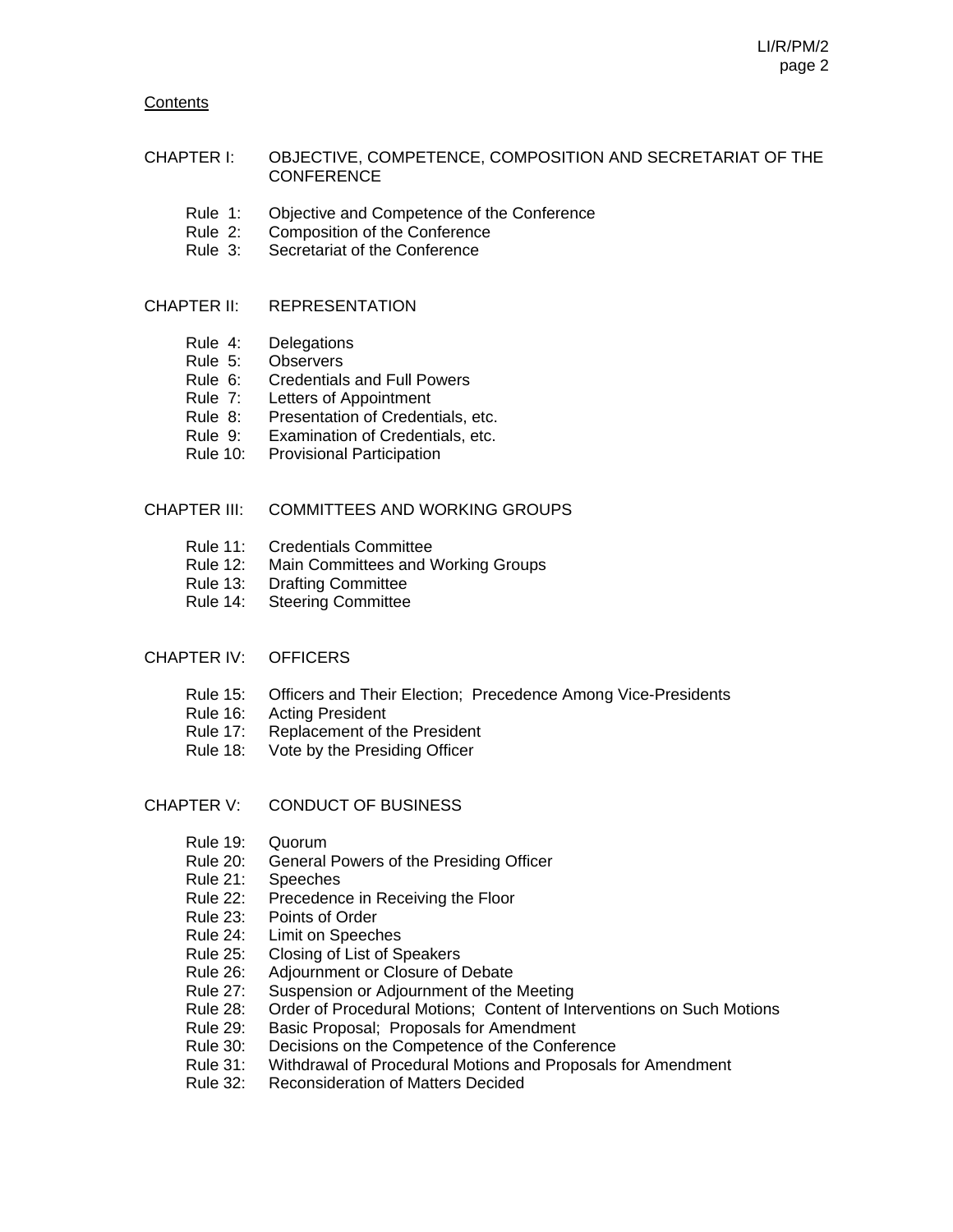Contents

CHAPTER I: OBJECTIVE, COMPETENCE, COMPOSITION AND SECRETARIAT OF THE CONFERENCE

- Rule 1: Objective and Competence of the Conference
- Rule 2: Composition of the Conference
- Rule 3: Secretariat of the Conference

CHAPTER II: REPRESENTATION

- Rule 4: Delegations
- Rule 5: Observers
- Rule 6: Credentials and Full Powers
- Rule 7: Letters of Appointment
- Rule 8: Presentation of Credentials, etc.
- Rule 9: Examination of Credentials, etc.
- Rule 10: Provisional Participation

CHAPTER III: COMMITTEES AND WORKING GROUPS

- Rule 11: Credentials Committee
- Rule 12: Main Committees and Working Groups
- Rule 13: Drafting Committee
- Rule 14: Steering Committee

CHAPTER IV: OFFICERS

- Rule 15: Officers and Their Election; Precedence Among Vice-Presidents
- Rule 16: Acting President
- Rule 17: Replacement of the President
- Rule 18: Vote by the Presiding Officer

CHAPTER V: CONDUCT OF BUSINESS

- Rule 19: Quorum
- Rule 20: General Powers of the Presiding Officer
- Rule 21: Speeches
- Rule 22: Precedence in Receiving the Floor
- Rule 23: Points of Order
- Rule 24: Limit on Speeches
- Rule 25: Closing of List of Speakers
- Rule 26: Adjournment or Closure of Debate
- Rule 27: Suspension or Adjournment of the Meeting
- Rule 28: Order of Procedural Motions; Content of Interventions on Such Motions
- Rule 29: Basic Proposal; Proposals for Amendment
- Rule 30: Decisions on the Competence of the Conference
- Rule 31: Withdrawal of Procedural Motions and Proposals for Amendment
- Rule 32: Reconsideration of Matters Decided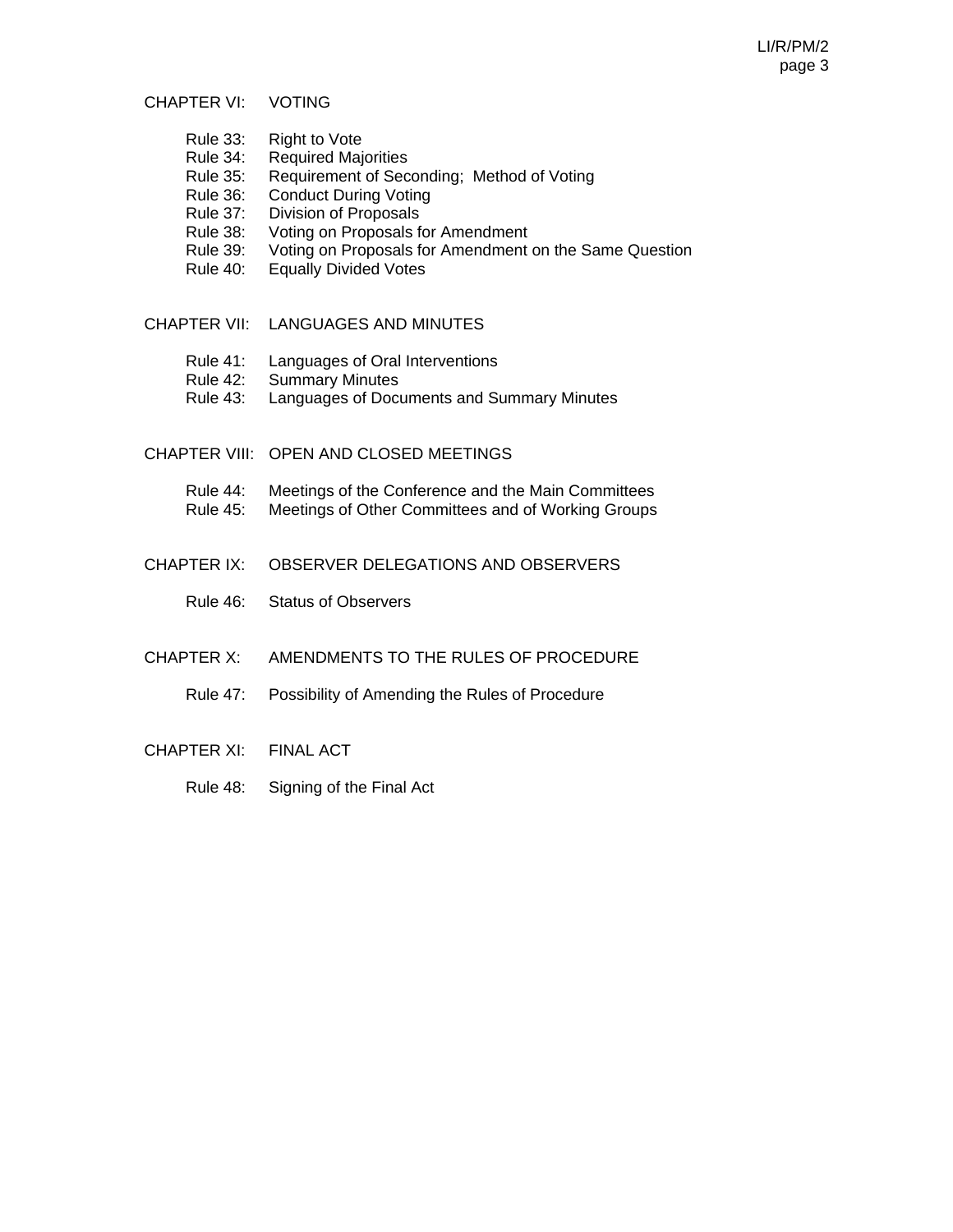CHAPTER VI: VOTING

- Rule 33: Right to Vote
- Rule 34: Required Majorities
- Rule 35: Requirement of Seconding; Method of Voting
- Rule 36: Conduct During Voting
- Rule 37: Division of Proposals
- Rule 38: Voting on Proposals for Amendment
- Rule 39: Voting on Proposals for Amendment on the Same Question
- Rule 40: Equally Divided Votes

CHAPTER VII: LANGUAGES AND MINUTES

- Rule 41: Languages of Oral Interventions
- Rule 42: Summary Minutes
- Rule 43: Languages of Documents and Summary Minutes

CHAPTER VIII: OPEN AND CLOSED MEETINGS

- Rule 44: Meetings of the Conference and the Main Committees
- Rule 45: Meetings of Other Committees and of Working Groups

CHAPTER IX: OBSERVER DELEGATIONS AND OBSERVERS

- Rule 46: Status of Observers

CHAPTER X: AMENDMENTS TO THE RULES OF PROCEDURE

- Rule 47: Possibility of Amending the Rules of Procedure

CHAPTER XI: FINAL ACT

- Rule 48: Signing of the Final Act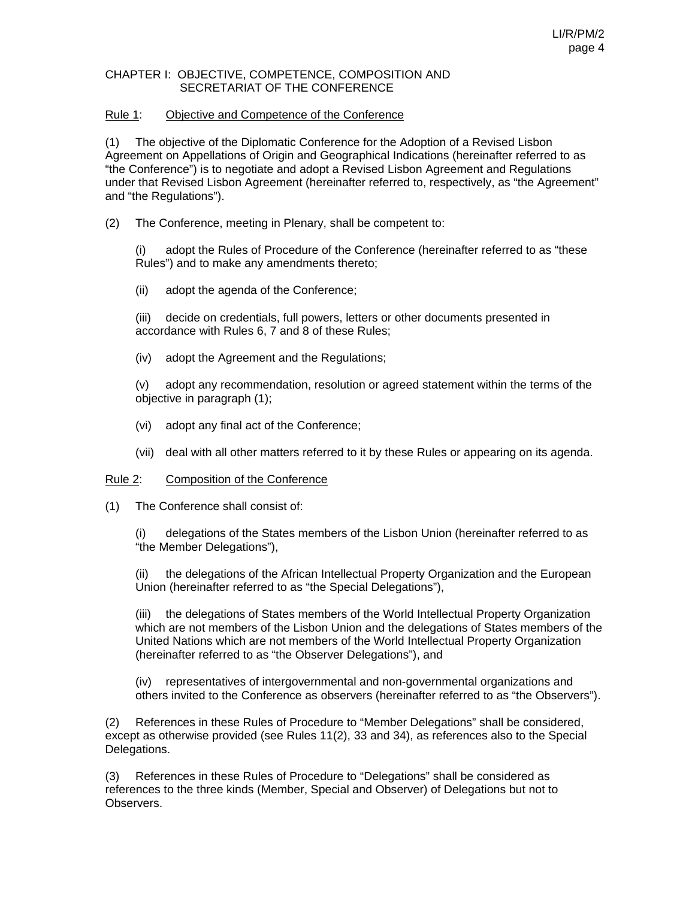## CHAPTER I: OBJECTIVE, COMPETENCE, COMPOSITION AND SECRETARIAT OF THE CONFERENCE

### Rule 1: Objective and Competence of the Conference

(1) The objective of the Diplomatic Conference for the Adoption of a Revised Lisbon Agreement on Appellations of Origin and Geographical Indications (hereinafter referred to as "the Conference") is to negotiate and adopt a Revised Lisbon Agreement and Regulations under that Revised Lisbon Agreement (hereinafter referred to, respectively, as "the Agreement" and "the Regulations").

(2) The Conference, meeting in Plenary, shall be competent to:

(i) adopt the Rules of Procedure of the Conference (hereinafter referred to as "these Rules") and to make any amendments thereto;

(ii) adopt the agenda of the Conference;

(iii) decide on credentials, full powers, letters or other documents presented in accordance with Rules 6, 7 and 8 of these Rules;

(iv) adopt the Agreement and the Regulations;

(v) adopt any recommendation, resolution or agreed statement within the terms of the objective in paragraph (1);

(vi) adopt any final act of the Conference;

(vii) deal with all other matters referred to it by these Rules or appearing on its agenda.

### Rule 2: Composition of the Conference

(1) The Conference shall consist of:

(i) delegations of the States members of the Lisbon Union (hereinafter referred to as "the Member Delegations"),

(ii) the delegations of the African Intellectual Property Organization and the European Union (hereinafter referred to as "the Special Delegations"),

(iii) the delegations of States members of the World Intellectual Property Organization which are not members of the Lisbon Union and the delegations of States members of the United Nations which are not members of the World Intellectual Property Organization (hereinafter referred to as "the Observer Delegations"), and

(iv) representatives of intergovernmental and non-governmental organizations and others invited to the Conference as observers (hereinafter referred to as "the Observers").

(2) References in these Rules of Procedure to "Member Delegations" shall be considered, except as otherwise provided (see Rules 11(2), 33 and 34), as references also to the Special Delegations.

(3) References in these Rules of Procedure to "Delegations" shall be considered as references to the three kinds (Member, Special and Observer) of Delegations but not to Observers.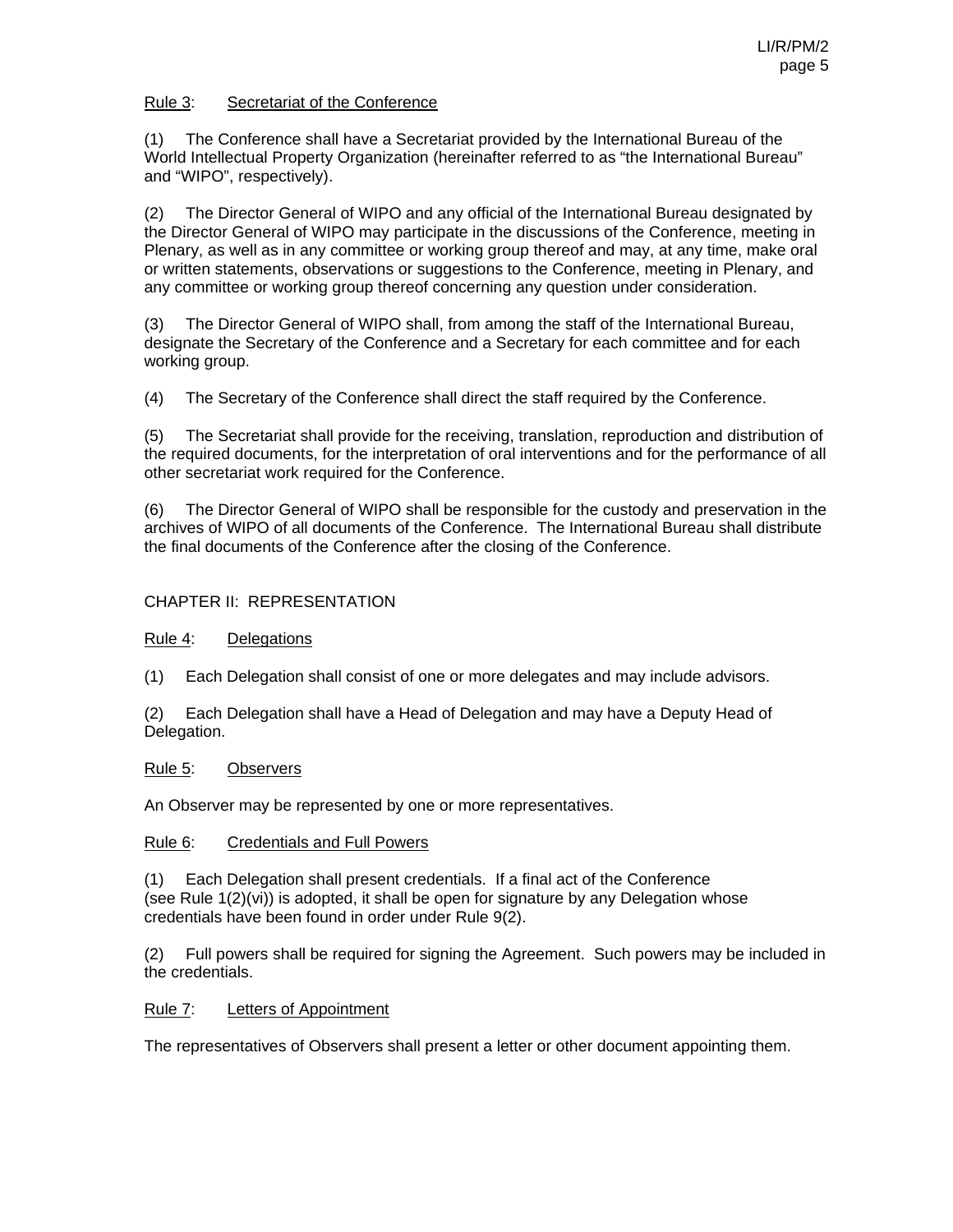Rule 3: Secretariat of the Conference

(1) The Conference shall have a Secretariat provided by the International Bureau of the World Intellectual Property Organization (hereinafter referred to as "the International Bureau" and "WIPO", respectively).

(2) The Director General of WIPO and any official of the International Bureau designated by the Director General of WIPO may participate in the discussions of the Conference, meeting in Plenary, as well as in any committee or working group thereof and may, at any time, make oral or written statements, observations or suggestions to the Conference, meeting in Plenary, and any committee or working group thereof concerning any question under consideration.

(3) The Director General of WIPO shall, from among the staff of the International Bureau, designate the Secretary of the Conference and a Secretary for each committee and for each working group.

(4) The Secretary of the Conference shall direct the staff required by the Conference.

(5) The Secretariat shall provide for the receiving, translation, reproduction and distribution of the required documents, for the interpretation of oral interventions and for the performance of all other secretariat work required for the Conference.

(6) The Director General of WIPO shall be responsible for the custody and preservation in the archives of WIPO of all documents of the Conference. The International Bureau shall distribute the final documents of the Conference after the closing of the Conference.

## CHAPTER II: REPRESENTATION

Rule 4: Delegations

(1) Each Delegation shall consist of one or more delegates and may include advisors.

(2) Each Delegation shall have a Head of Delegation and may have a Deputy Head of Delegation.

Rule 5: Observers

An Observer may be represented by one or more representatives.

Rule 6: Credentials and Full Powers

(1) Each Delegation shall present credentials. If a final act of the Conference (see Rule 1(2)(vi)) is adopted, it shall be open for signature by any Delegation whose credentials have been found in order under Rule 9(2).

(2) Full powers shall be required for signing the Agreement. Such powers may be included in the credentials.

Rule 7: Letters of Appointment

The representatives of Observers shall present a letter or other document appointing them.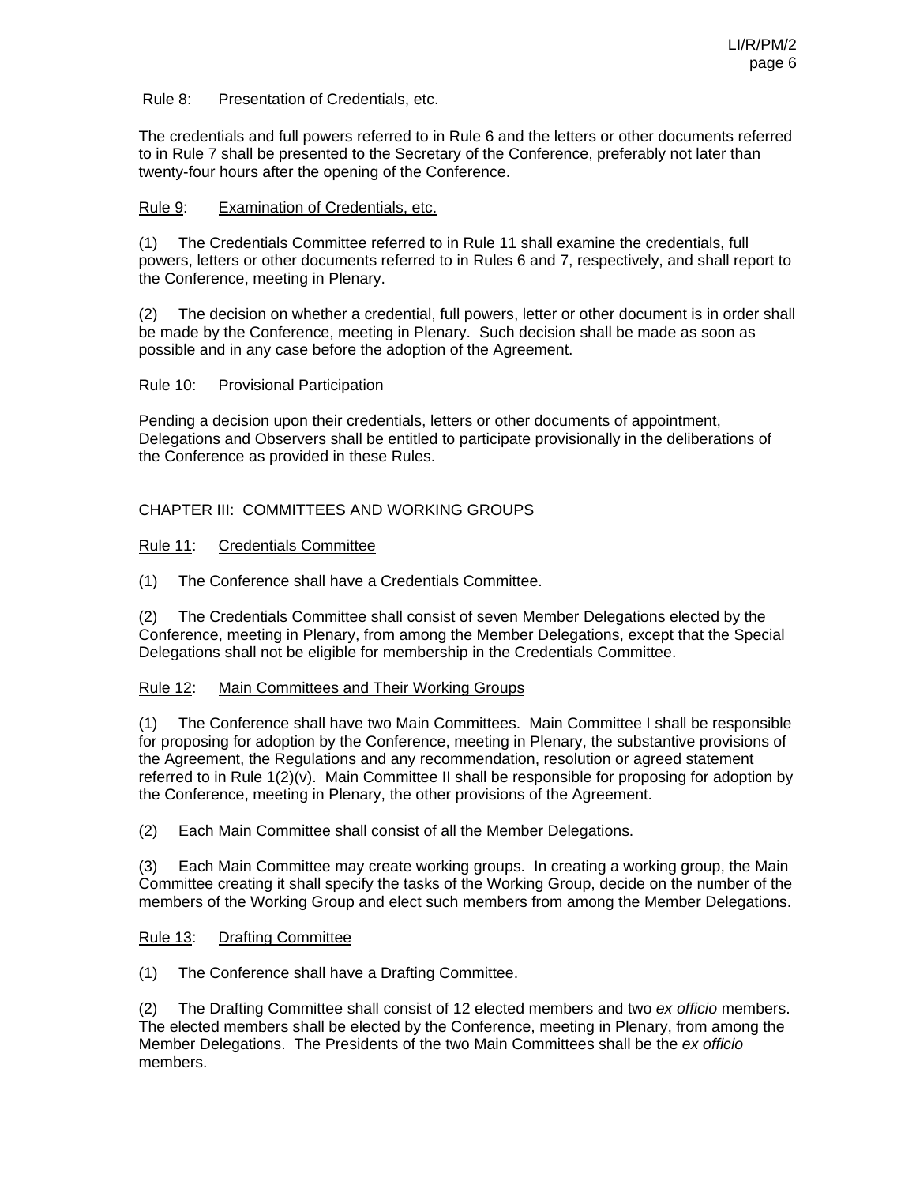Rule 8: Presentation of Credentials, etc.

The credentials and full powers referred to in Rule 6 and the letters or other documents referred to in Rule 7 shall be presented to the Secretary of the Conference, preferably not later than twenty-four hours after the opening of the Conference.

Rule 9: Examination of Credentials, etc.

(1) The Credentials Committee referred to in Rule 11 shall examine the credentials, full powers, letters or other documents referred to in Rules 6 and 7, respectively, and shall report to the Conference, meeting in Plenary.

(2) The decision on whether a credential, full powers, letter or other document is in order shall be made by the Conference, meeting in Plenary. Such decision shall be made as soon as possible and in any case before the adoption of the Agreement.

Rule 10: Provisional Participation

Pending a decision upon their credentials, letters or other documents of appointment, Delegations and Observers shall be entitled to participate provisionally in the deliberations of the Conference as provided in these Rules.

## CHAPTER III: COMMITTEES AND WORKING GROUPS

Rule 11: Credentials Committee

(1) The Conference shall have a Credentials Committee.

(2) The Credentials Committee shall consist of seven Member Delegations elected by the Conference, meeting in Plenary, from among the Member Delegations, except that the Special Delegations shall not be eligible for membership in the Credentials Committee.

Rule 12: Main Committees and Their Working Groups

(1) The Conference shall have two Main Committees. Main Committee I shall be responsible for proposing for adoption by the Conference, meeting in Plenary, the substantive provisions of the Agreement, the Regulations and any recommendation, resolution or agreed statement referred to in Rule 1(2)(v). Main Committee II shall be responsible for proposing for adoption by the Conference, meeting in Plenary, the other provisions of the Agreement.

(2) Each Main Committee shall consist of all the Member Delegations.

(3) Each Main Committee may create working groups. In creating a working group, the Main Committee creating it shall specify the tasks of the Working Group, decide on the number of the members of the Working Group and elect such members from among the Member Delegations.

Rule 13: Drafting Committee

(1) The Conference shall have a Drafting Committee.

(2) The Drafting Committee shall consist of 12 elected members and two *ex officio* members. The elected members shall be elected by the Conference, meeting in Plenary, from among the Member Delegations. The Presidents of the two Main Committees shall be the *ex officio* members.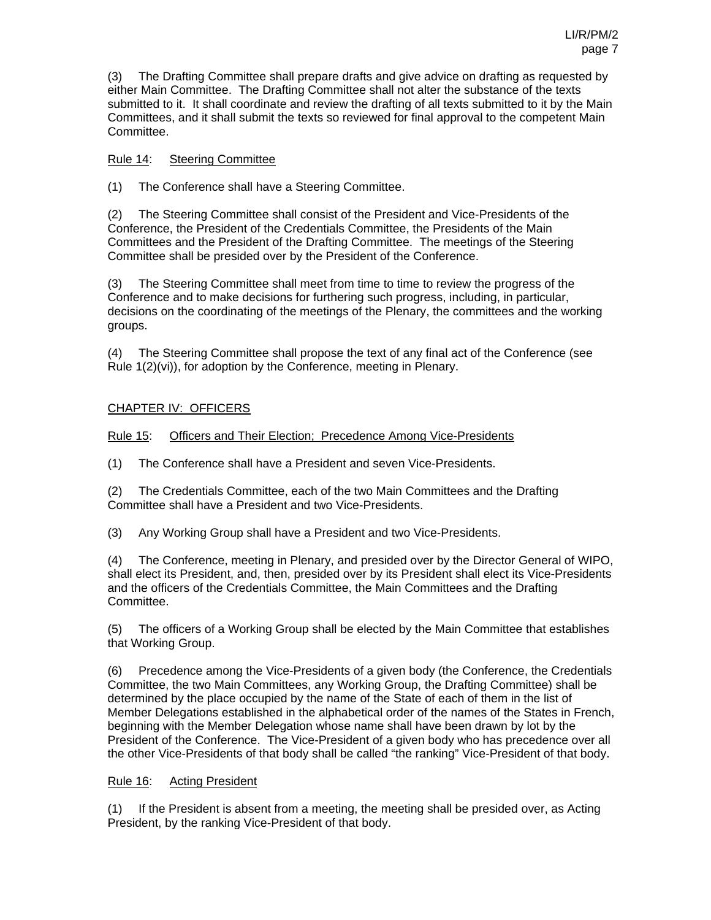(3) The Drafting Committee shall prepare drafts and give advice on drafting as requested by either Main Committee. The Drafting Committee shall not alter the substance of the texts submitted to it. It shall coordinate and review the drafting of all texts submitted to it by the Main Committees, and it shall submit the texts so reviewed for final approval to the competent Main Committee.

Rule 14: Steering Committee

(1) The Conference shall have a Steering Committee.

(2) The Steering Committee shall consist of the President and Vice-Presidents of the Conference, the President of the Credentials Committee, the Presidents of the Main Committees and the President of the Drafting Committee. The meetings of the Steering Committee shall be presided over by the President of the Conference.

(3) The Steering Committee shall meet from time to time to review the progress of the Conference and to make decisions for furthering such progress, including, in particular, decisions on the coordinating of the meetings of the Plenary, the committees and the working groups.

(4) The Steering Committee shall propose the text of any final act of the Conference (see Rule 1(2)(vi)), for adoption by the Conference, meeting in Plenary.

## CHAPTER IV: OFFICERS

Rule 15: Officers and Their Election; Precedence Among Vice-Presidents

(1) The Conference shall have a President and seven Vice-Presidents.

(2) The Credentials Committee, each of the two Main Committees and the Drafting Committee shall have a President and two Vice-Presidents.

(3) Any Working Group shall have a President and two Vice-Presidents.

(4) The Conference, meeting in Plenary, and presided over by the Director General of WIPO, shall elect its President, and, then, presided over by its President shall elect its Vice-Presidents and the officers of the Credentials Committee, the Main Committees and the Drafting Committee.

(5) The officers of a Working Group shall be elected by the Main Committee that establishes that Working Group.

(6) Precedence among the Vice-Presidents of a given body (the Conference, the Credentials Committee, the two Main Committees, any Working Group, the Drafting Committee) shall be determined by the place occupied by the name of the State of each of them in the list of Member Delegations established in the alphabetical order of the names of the States in French, beginning with the Member Delegation whose name shall have been drawn by lot by the President of the Conference. The Vice-President of a given body who has precedence over all the other Vice-Presidents of that body shall be called "the ranking" Vice-President of that body.

Rule 16: Acting President

(1) If the President is absent from a meeting, the meeting shall be presided over, as Acting President, by the ranking Vice-President of that body.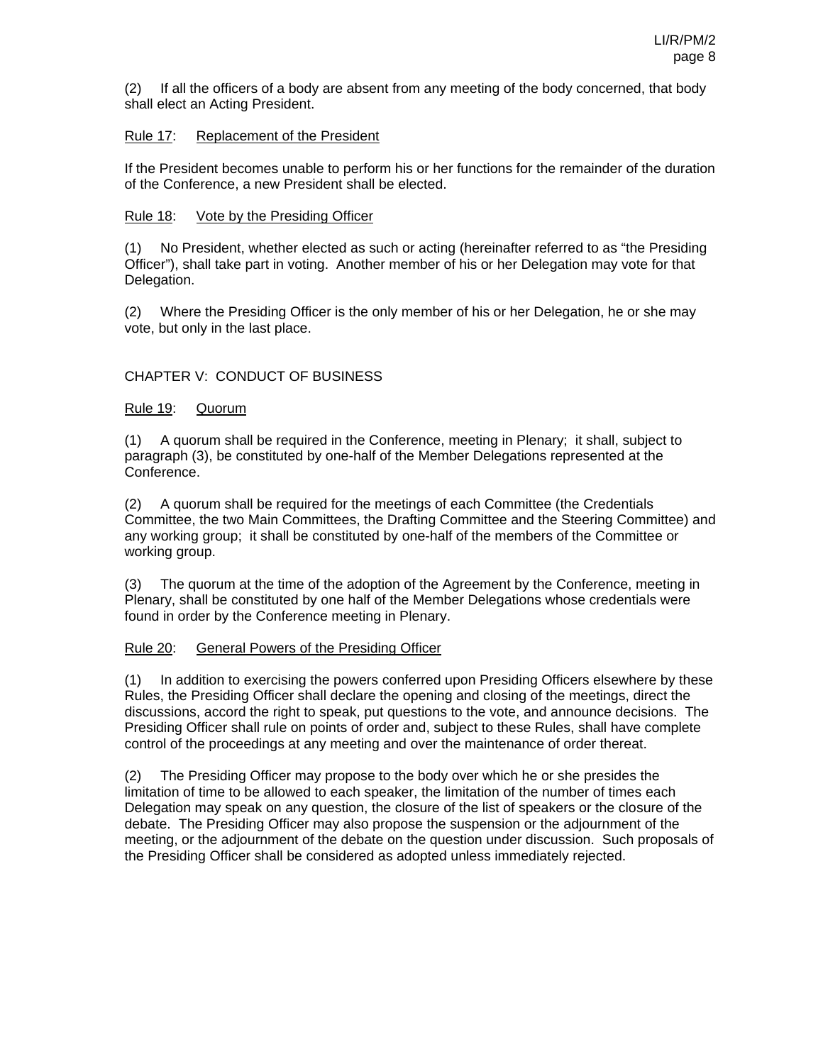(2) If all the officers of a body are absent from any meeting of the body concerned, that body shall elect an Acting President.

Rule 17: Replacement of the President

If the President becomes unable to perform his or her functions for the remainder of the duration of the Conference, a new President shall be elected.

Rule 18: Vote by the Presiding Officer

(1) No President, whether elected as such or acting (hereinafter referred to as "the Presiding Officer"), shall take part in voting. Another member of his or her Delegation may vote for that Delegation.

(2) Where the Presiding Officer is the only member of his or her Delegation, he or she may vote, but only in the last place.

## CHAPTER V: CONDUCT OF BUSINESS

Rule 19: Quorum

(1) A quorum shall be required in the Conference, meeting in Plenary; it shall, subject to paragraph (3), be constituted by one-half of the Member Delegations represented at the Conference.

(2) A quorum shall be required for the meetings of each Committee (the Credentials Committee, the two Main Committees, the Drafting Committee and the Steering Committee) and any working group; it shall be constituted by one-half of the members of the Committee or working group.

(3) The quorum at the time of the adoption of the Agreement by the Conference, meeting in Plenary, shall be constituted by one half of the Member Delegations whose credentials were found in order by the Conference meeting in Plenary.

Rule 20: General Powers of the Presiding Officer

(1) In addition to exercising the powers conferred upon Presiding Officers elsewhere by these Rules, the Presiding Officer shall declare the opening and closing of the meetings, direct the discussions, accord the right to speak, put questions to the vote, and announce decisions. The Presiding Officer shall rule on points of order and, subject to these Rules, shall have complete control of the proceedings at any meeting and over the maintenance of order thereat.

(2) The Presiding Officer may propose to the body over which he or she presides the limitation of time to be allowed to each speaker, the limitation of the number of times each Delegation may speak on any question, the closure of the list of speakers or the closure of the debate. The Presiding Officer may also propose the suspension or the adjournment of the meeting, or the adjournment of the debate on the question under discussion. Such proposals of the Presiding Officer shall be considered as adopted unless immediately rejected.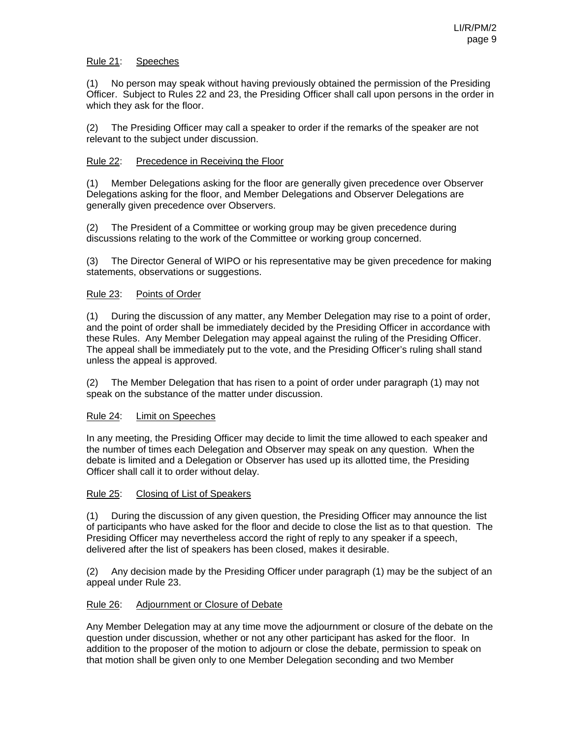Rule 21: Speeches

(1) No person may speak without having previously obtained the permission of the Presiding Officer. Subject to Rules 22 and 23, the Presiding Officer shall call upon persons in the order in which they ask for the floor.

(2) The Presiding Officer may call a speaker to order if the remarks of the speaker are not relevant to the subject under discussion.

Rule 22: Precedence in Receiving the Floor

(1) Member Delegations asking for the floor are generally given precedence over Observer Delegations asking for the floor, and Member Delegations and Observer Delegations are generally given precedence over Observers.

(2) The President of a Committee or working group may be given precedence during discussions relating to the work of the Committee or working group concerned.

(3) The Director General of WIPO or his representative may be given precedence for making statements, observations or suggestions.

Rule 23: Points of Order

(1) During the discussion of any matter, any Member Delegation may rise to a point of order, and the point of order shall be immediately decided by the Presiding Officer in accordance with these Rules. Any Member Delegation may appeal against the ruling of the Presiding Officer. The appeal shall be immediately put to the vote, and the Presiding Officer's ruling shall stand unless the appeal is approved.

(2) The Member Delegation that has risen to a point of order under paragraph (1) may not speak on the substance of the matter under discussion.

Rule 24: Limit on Speeches

In any meeting, the Presiding Officer may decide to limit the time allowed to each speaker and the number of times each Delegation and Observer may speak on any question. When the debate is limited and a Delegation or Observer has used up its allotted time, the Presiding Officer shall call it to order without delay.

Rule 25: Closing of List of Speakers

(1) During the discussion of any given question, the Presiding Officer may announce the list of participants who have asked for the floor and decide to close the list as to that question. The Presiding Officer may nevertheless accord the right of reply to any speaker if a speech, delivered after the list of speakers has been closed, makes it desirable.

(2) Any decision made by the Presiding Officer under paragraph (1) may be the subject of an appeal under Rule 23.

Rule 26: Adjournment or Closure of Debate

Any Member Delegation may at any time move the adjournment or closure of the debate on the question under discussion, whether or not any other participant has asked for the floor. In addition to the proposer of the motion to adjourn or close the debate, permission to speak on that motion shall be given only to one Member Delegation seconding and two Member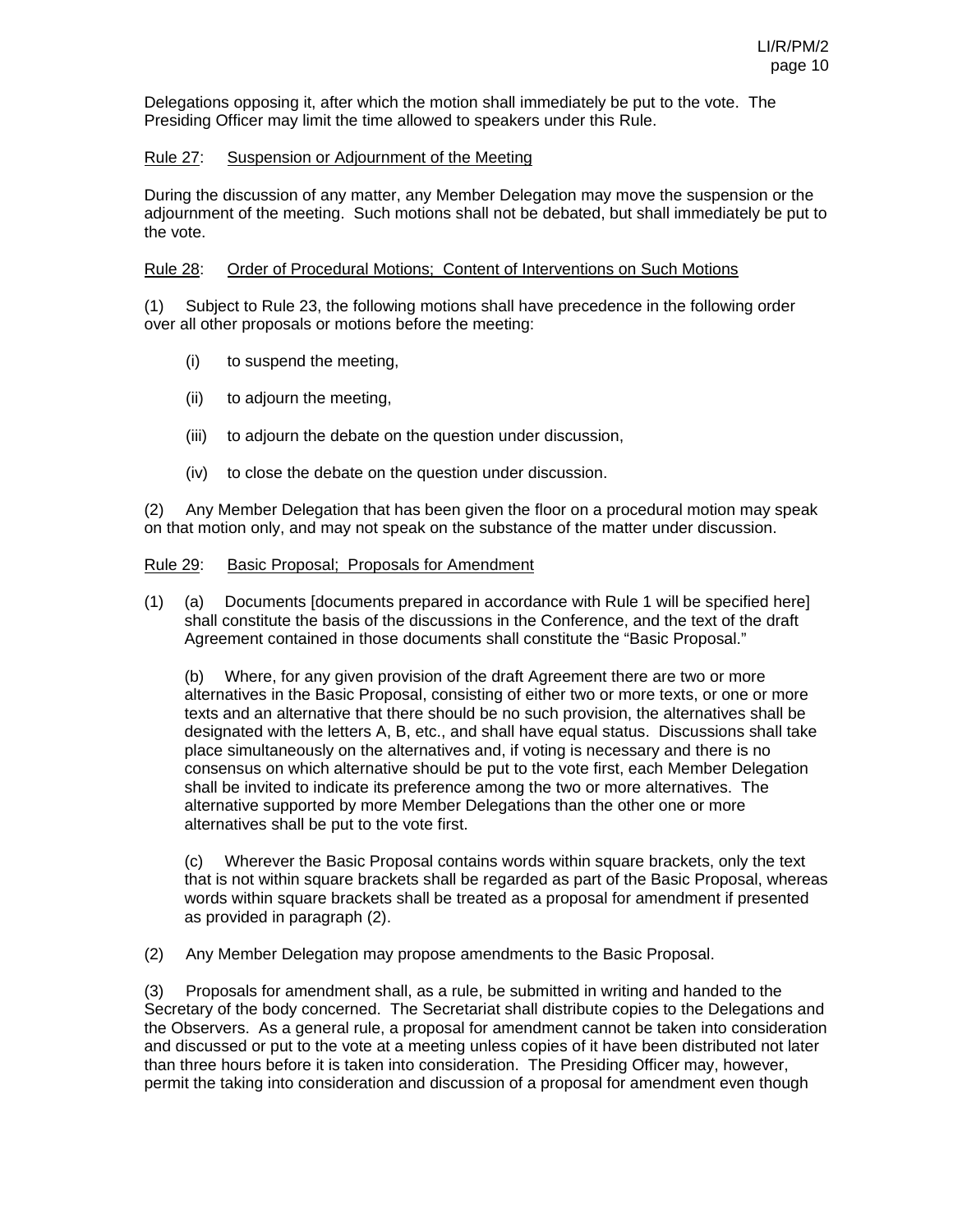Delegations opposing it, after which the motion shall immediately be put to the vote. The Presiding Officer may limit the time allowed to speakers under this Rule.

Rule 27: Suspension or Adjournment of the Meeting

During the discussion of any matter, any Member Delegation may move the suspension or the adjournment of the meeting. Such motions shall not be debated, but shall immediately be put to the vote.

Rule 28: Order of Procedural Motions; Content of Interventions on Such Motions

(1) Subject to Rule 23, the following motions shall have precedence in the following order over all other proposals or motions before the meeting:

(i) to suspend the meeting,

(ii) to adjourn the meeting,

(iii) to adjourn the debate on the question under discussion,

(iv) to close the debate on the question under discussion.

(2) Any Member Delegation that has been given the floor on a procedural motion may speak on that motion only, and may not speak on the substance of the matter under discussion.

Rule 29: Basic Proposal; Proposals for Amendment

(1) (a) Documents [documents prepared in accordance with Rule 1 will be specified here] shall constitute the basis of the discussions in the Conference, and the text of the draft Agreement contained in those documents shall constitute the "Basic Proposal."

(b) Where, for any given provision of the draft Agreement there are two or more alternatives in the Basic Proposal, consisting of either two or more texts, or one or more texts and an alternative that there should be no such provision, the alternatives shall be designated with the letters A, B, etc., and shall have equal status. Discussions shall take place simultaneously on the alternatives and, if voting is necessary and there is no consensus on which alternative should be put to the vote first, each Member Delegation shall be invited to indicate its preference among the two or more alternatives. The alternative supported by more Member Delegations than the other one or more alternatives shall be put to the vote first.

(c) Wherever the Basic Proposal contains words within square brackets, only the text that is not within square brackets shall be regarded as part of the Basic Proposal, whereas words within square brackets shall be treated as a proposal for amendment if presented as provided in paragraph (2).

(2) Any Member Delegation may propose amendments to the Basic Proposal.

(3) Proposals for amendment shall, as a rule, be submitted in writing and handed to the Secretary of the body concerned. The Secretariat shall distribute copies to the Delegations and the Observers. As a general rule, a proposal for amendment cannot be taken into consideration and discussed or put to the vote at a meeting unless copies of it have been distributed not later than three hours before it is taken into consideration. The Presiding Officer may, however, permit the taking into consideration and discussion of a proposal for amendment even though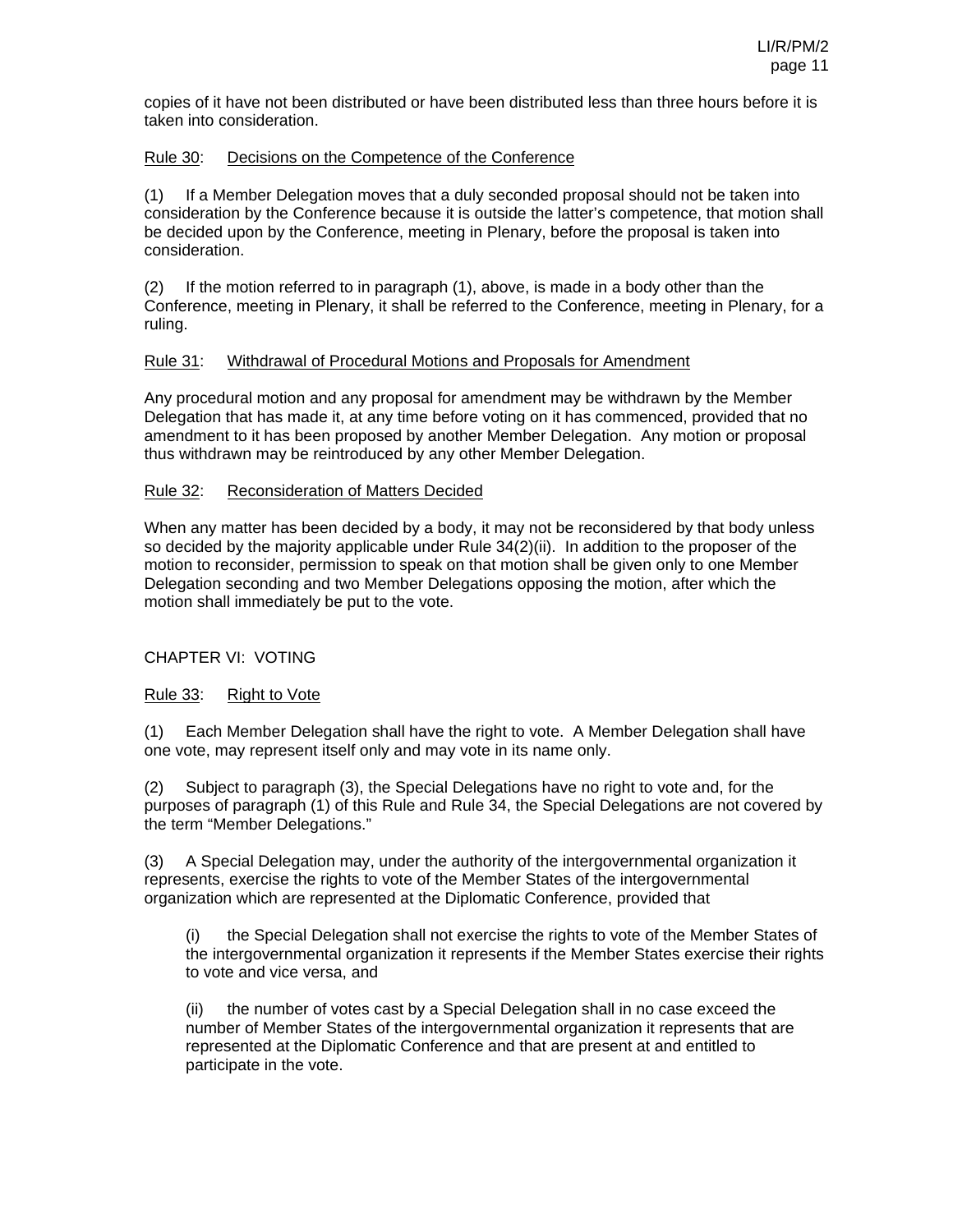copies of it have not been distributed or have been distributed less than three hours before it is taken into consideration.

Rule 30: Decisions on the Competence of the Conference

(1) If a Member Delegation moves that a duly seconded proposal should not be taken into consideration by the Conference because it is outside the latter's competence, that motion shall be decided upon by the Conference, meeting in Plenary, before the proposal is taken into consideration.

(2) If the motion referred to in paragraph (1), above, is made in a body other than the Conference, meeting in Plenary, it shall be referred to the Conference, meeting in Plenary, for a ruling.

Rule 31: Withdrawal of Procedural Motions and Proposals for Amendment

Any procedural motion and any proposal for amendment may be withdrawn by the Member Delegation that has made it, at any time before voting on it has commenced, provided that no amendment to it has been proposed by another Member Delegation. Any motion or proposal thus withdrawn may be reintroduced by any other Member Delegation.

Rule 32: Reconsideration of Matters Decided

When any matter has been decided by a body, it may not be reconsidered by that body unless so decided by the majority applicable under Rule 34(2)(ii). In addition to the proposer of the motion to reconsider, permission to speak on that motion shall be given only to one Member Delegation seconding and two Member Delegations opposing the motion, after which the motion shall immediately be put to the vote.

## CHAPTER VI: VOTING

Rule 33: Right to Vote

(1) Each Member Delegation shall have the right to vote. A Member Delegation shall have one vote, may represent itself only and may vote in its name only.

(2) Subject to paragraph (3), the Special Delegations have no right to vote and, for the purposes of paragraph (1) of this Rule and Rule 34, the Special Delegations are not covered by the term "Member Delegations."

(3) A Special Delegation may, under the authority of the intergovernmental organization it represents, exercise the rights to vote of the Member States of the intergovernmental organization which are represented at the Diplomatic Conference, provided that

(i) the Special Delegation shall not exercise the rights to vote of the Member States of the intergovernmental organization it represents if the Member States exercise their rights to vote and vice versa, and

(ii) the number of votes cast by a Special Delegation shall in no case exceed the number of Member States of the intergovernmental organization it represents that are represented at the Diplomatic Conference and that are present at and entitled to participate in the vote.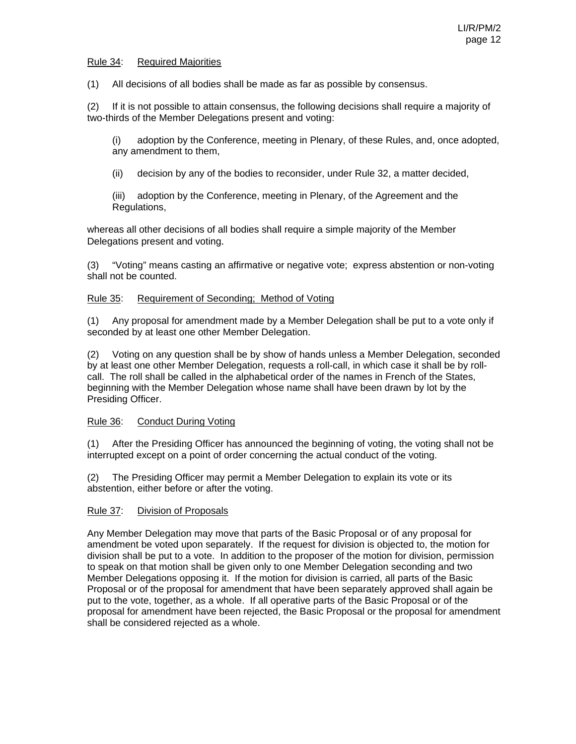Rule 34: Required Majorities

(1) All decisions of all bodies shall be made as far as possible by consensus.

(2) If it is not possible to attain consensus, the following decisions shall require a majority of two-thirds of the Member Delegations present and voting:

(i) adoption by the Conference, meeting in Plenary, of these Rules, and, once adopted, any amendment to them,

(ii) decision by any of the bodies to reconsider, under Rule 32, a matter decided,

(iii) adoption by the Conference, meeting in Plenary, of the Agreement and the Regulations,

whereas all other decisions of all bodies shall require a simple majority of the Member Delegations present and voting.

(3) "Voting" means casting an affirmative or negative vote; express abstention or non-voting shall not be counted.

Rule 35: Requirement of Seconding; Method of Voting

(1) Any proposal for amendment made by a Member Delegation shall be put to a vote only if seconded by at least one other Member Delegation.

(2) Voting on any question shall be by show of hands unless a Member Delegation, seconded by at least one other Member Delegation, requests a roll-call, in which case it shall be by roll-call. The roll shall be called in the alphabetical order of the names in French of the States, beginning with the Member Delegation whose name shall have been drawn by lot by the Presiding Officer.

Rule 36: Conduct During Voting

(1) After the Presiding Officer has announced the beginning of voting, the voting shall not be interrupted except on a point of order concerning the actual conduct of the voting.

(2) The Presiding Officer may permit a Member Delegation to explain its vote or its abstention, either before or after the voting.

Rule 37: Division of Proposals

Any Member Delegation may move that parts of the Basic Proposal or of any proposal for amendment be voted upon separately. If the request for division is objected to, the motion for division shall be put to a vote. In addition to the proposer of the motion for division, permission to speak on that motion shall be given only to one Member Delegation seconding and two Member Delegations opposing it. If the motion for division is carried, all parts of the Basic Proposal or of the proposal for amendment that have been separately approved shall again be put to the vote, together, as a whole. If all operative parts of the Basic Proposal or of the proposal for amendment have been rejected, the Basic Proposal or the proposal for amendment shall be considered rejected as a whole.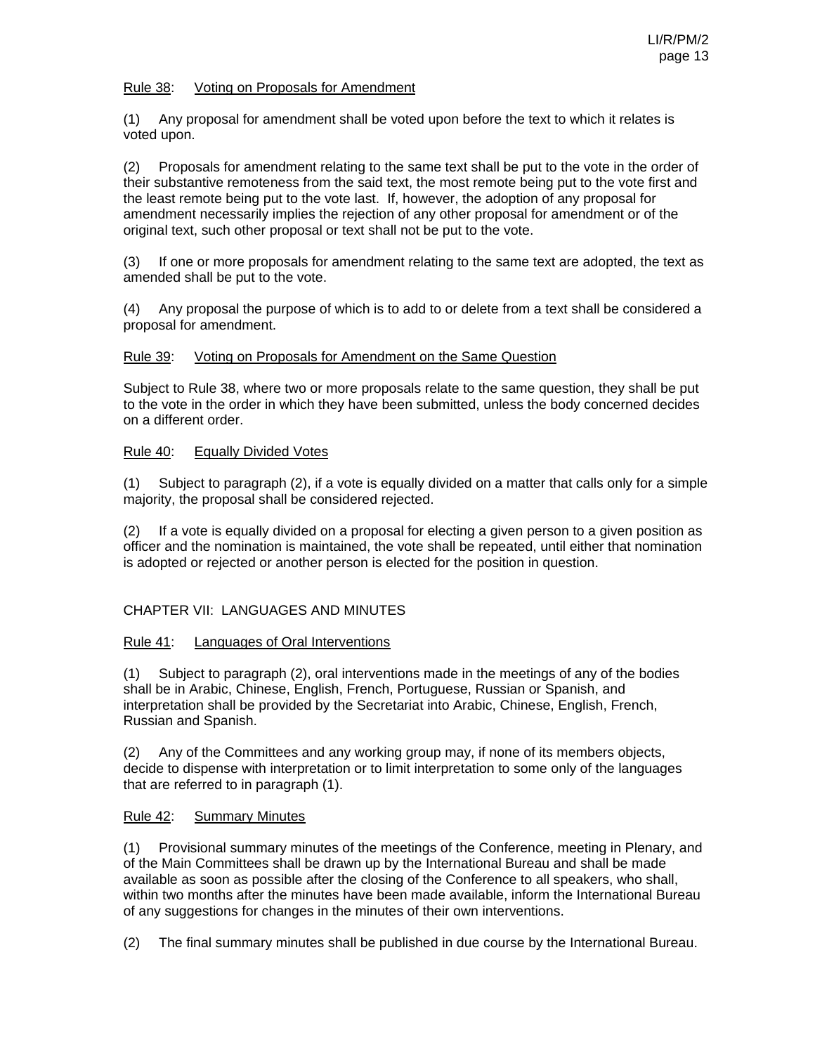Rule 38: Voting on Proposals for Amendment

(1) Any proposal for amendment shall be voted upon before the text to which it relates is voted upon.

(2) Proposals for amendment relating to the same text shall be put to the vote in the order of their substantive remoteness from the said text, the most remote being put to the vote first and the least remote being put to the vote last. If, however, the adoption of any proposal for amendment necessarily implies the rejection of any other proposal for amendment or of the original text, such other proposal or text shall not be put to the vote.

(3) If one or more proposals for amendment relating to the same text are adopted, the text as amended shall be put to the vote.

(4) Any proposal the purpose of which is to add to or delete from a text shall be considered a proposal for amendment.

Rule 39: Voting on Proposals for Amendment on the Same Question

Subject to Rule 38, where two or more proposals relate to the same question, they shall be put to the vote in the order in which they have been submitted, unless the body concerned decides on a different order.

Rule 40: Equally Divided Votes

(1) Subject to paragraph (2), if a vote is equally divided on a matter that calls only for a simple majority, the proposal shall be considered rejected.

(2) If a vote is equally divided on a proposal for electing a given person to a given position as officer and the nomination is maintained, the vote shall be repeated, until either that nomination is adopted or rejected or another person is elected for the position in question.

## CHAPTER VII: LANGUAGES AND MINUTES

Rule 41: Languages of Oral Interventions

(1) Subject to paragraph (2), oral interventions made in the meetings of any of the bodies shall be in Arabic, Chinese, English, French, Portuguese, Russian or Spanish, and interpretation shall be provided by the Secretariat into Arabic, Chinese, English, French, Russian and Spanish.

(2) Any of the Committees and any working group may, if none of its members objects, decide to dispense with interpretation or to limit interpretation to some only of the languages that are referred to in paragraph (1).

Rule 42: Summary Minutes

(1) Provisional summary minutes of the meetings of the Conference, meeting in Plenary, and of the Main Committees shall be drawn up by the International Bureau and shall be made available as soon as possible after the closing of the Conference to all speakers, who shall, within two months after the minutes have been made available, inform the International Bureau of any suggestions for changes in the minutes of their own interventions.

(2) The final summary minutes shall be published in due course by the International Bureau.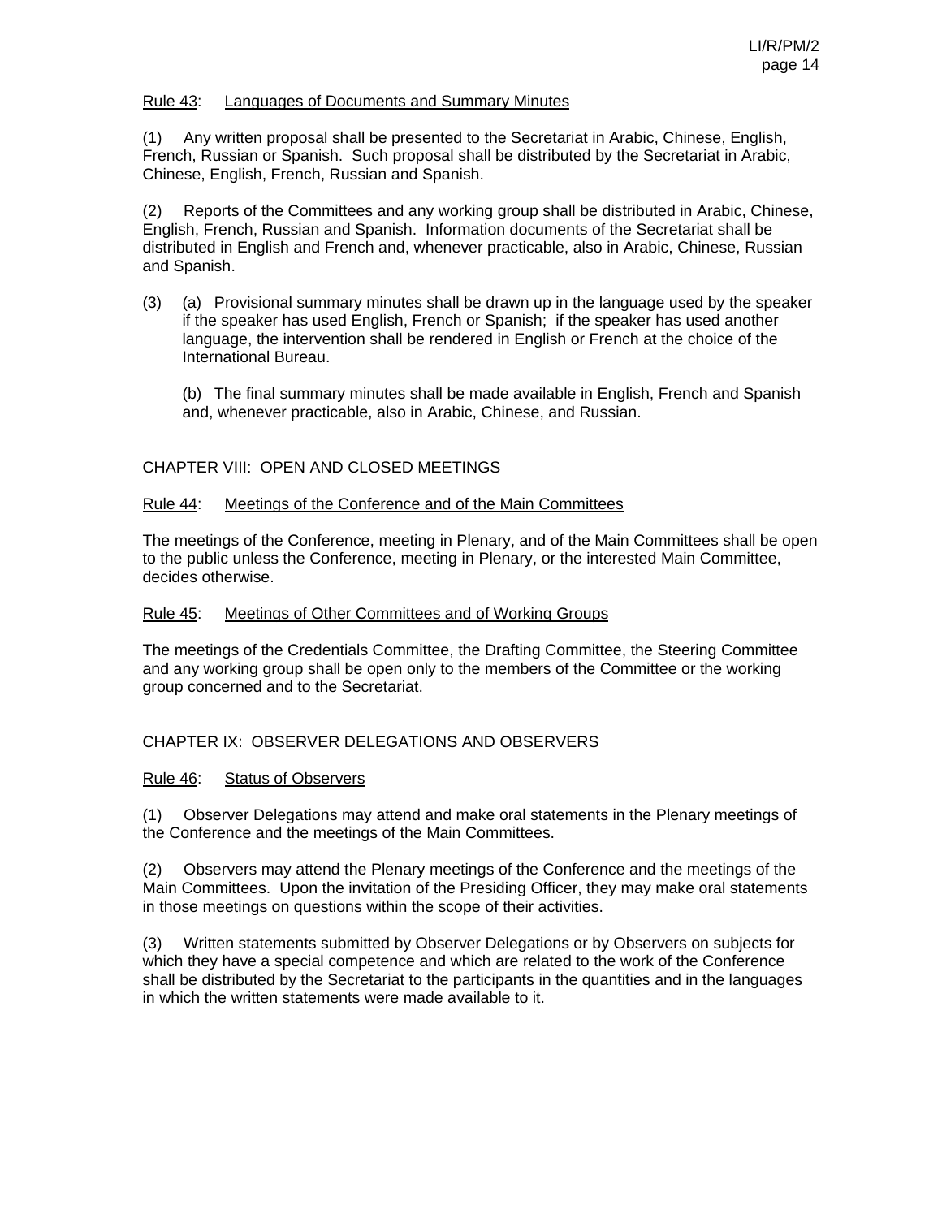Rule 43: Languages of Documents and Summary Minutes

(1) Any written proposal shall be presented to the Secretariat in Arabic, Chinese, English, French, Russian or Spanish. Such proposal shall be distributed by the Secretariat in Arabic, Chinese, English, French, Russian and Spanish.

(2) Reports of the Committees and any working group shall be distributed in Arabic, Chinese, English, French, Russian and Spanish. Information documents of the Secretariat shall be distributed in English and French and, whenever practicable, also in Arabic, Chinese, Russian and Spanish.

(3) (a) Provisional summary minutes shall be drawn up in the language used by the speaker if the speaker has used English, French or Spanish; if the speaker has used another language, the intervention shall be rendered in English or French at the choice of the International Bureau.

(b) The final summary minutes shall be made available in English, French and Spanish and, whenever practicable, also in Arabic, Chinese, and Russian.

## CHAPTER VIII: OPEN AND CLOSED MEETINGS

Rule 44: Meetings of the Conference and of the Main Committees

The meetings of the Conference, meeting in Plenary, and of the Main Committees shall be open to the public unless the Conference, meeting in Plenary, or the interested Main Committee, decides otherwise.

Rule 45: Meetings of Other Committees and of Working Groups

The meetings of the Credentials Committee, the Drafting Committee, the Steering Committee and any working group shall be open only to the members of the Committee or the working group concerned and to the Secretariat.

## CHAPTER IX: OBSERVER DELEGATIONS AND OBSERVERS

Rule 46: Status of Observers

(1) Observer Delegations may attend and make oral statements in the Plenary meetings of the Conference and the meetings of the Main Committees.

(2) Observers may attend the Plenary meetings of the Conference and the meetings of the Main Committees. Upon the invitation of the Presiding Officer, they may make oral statements in those meetings on questions within the scope of their activities.

(3) Written statements submitted by Observer Delegations or by Observers on subjects for which they have a special competence and which are related to the work of the Conference shall be distributed by the Secretariat to the participants in the quantities and in the languages in which the written statements were made available to it.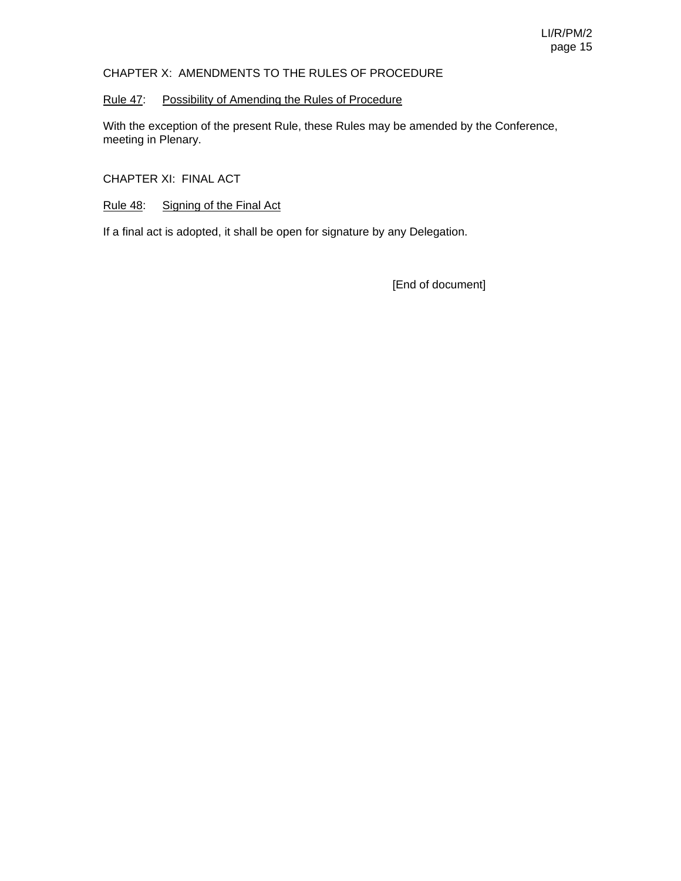## CHAPTER X: AMENDMENTS TO THE RULES OF PROCEDURE

Rule 47: Possibility of Amending the Rules of Procedure

With the exception of the present Rule, these Rules may be amended by the Conference, meeting in Plenary.

## CHAPTER XI: FINAL ACT

Rule 48: Signing of the Final Act

If a final act is adopted, it shall be open for signature by any Delegation.

[End of document]